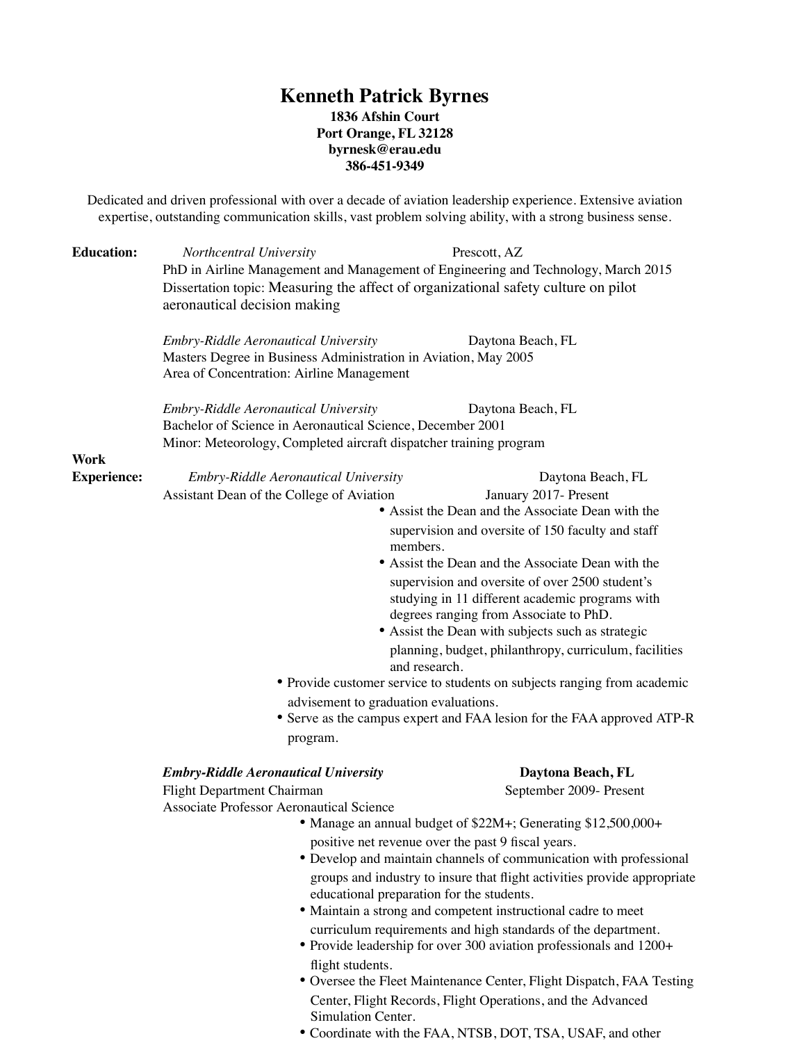# Kenneth Patrick Byrnes

**1836 Afshin Court**
**Port Orange, FL 32128**
**byrnesk@erau.edu**
**386-451-9349**

Dedicated and driven professional with over a decade of aviation leadership experience. Extensive aviation expertise, outstanding communication skills, vast problem solving ability, with a strong business sense.

## Education:

*Northcentral University* — Prescott, AZ
PhD in Airline Management and Management of Engineering and Technology, March 2015
Dissertation topic: Measuring the affect of organizational safety culture on pilot aeronautical decision making

*Embry-Riddle Aeronautical University* — Daytona Beach, FL
Masters Degree in Business Administration in Aviation, May 2005
Area of Concentration: Airline Management

*Embry-Riddle Aeronautical University* — Daytona Beach, FL
Bachelor of Science in Aeronautical Science, December 2001
Minor: Meteorology, Completed aircraft dispatcher training program

## Work Experience:

*Embry-Riddle Aeronautical University* — Daytona Beach, FL
Assistant Dean of the College of Aviation — January 2017- Present

- Assist the Dean and the Associate Dean with the supervision and oversite of 150 faculty and staff members.
- Assist the Dean and the Associate Dean with the supervision and oversite of over 2500 student's studying in 11 different academic programs with degrees ranging from Associate to PhD.
- Assist the Dean with subjects such as strategic planning, budget, philanthropy, curriculum, facilities and research.
- Provide customer service to students on subjects ranging from academic advisement to graduation evaluations.
- Serve as the campus expert and FAA lesion for the FAA approved ATP-R program.

***Embry-Riddle Aeronautical University*** — **Daytona Beach, FL**
Flight Department Chairman — September 2009- Present
Associate Professor Aeronautical Science

- Manage an annual budget of $22M+; Generating $12,500,000+ positive net revenue over the past 9 fiscal years.
- Develop and maintain channels of communication with professional groups and industry to insure that flight activities provide appropriate educational preparation for the students.
- Maintain a strong and competent instructional cadre to meet curriculum requirements and high standards of the department.
- Provide leadership for over 300 aviation professionals and 1200+ flight students.
- Oversee the Fleet Maintenance Center, Flight Dispatch, FAA Testing Center, Flight Records, Flight Operations, and the Advanced Simulation Center.
- Coordinate with the FAA, NTSB, DOT, TSA, USAF, and other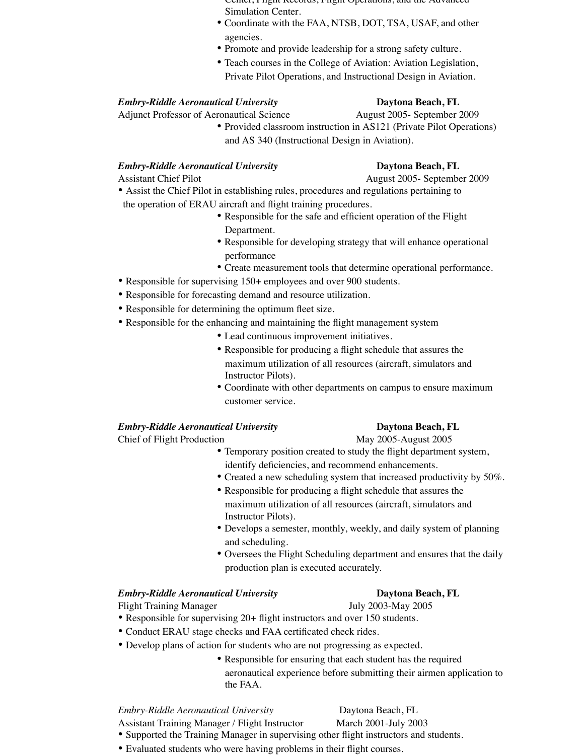Center, Flight Records, Flight Operations, and the Advanced Simulation Center.
- Coordinate with the FAA, NTSB, DOT, TSA, USAF, and other agencies.
- Promote and provide leadership for a strong safety culture.
- Teach courses in the College of Aviation: Aviation Legislation, Private Pilot Operations, and Instructional Design in Aviation.

***Embry-Riddle Aeronautical University*** **Daytona Beach, FL**
Adjunct Professor of Aeronautical Science August 2005- September 2009

- Provided classroom instruction in AS121 (Private Pilot Operations) and AS 340 (Instructional Design in Aviation).

***Embry-Riddle Aeronautical University*** **Daytona Beach, FL**
Assistant Chief Pilot August 2005- September 2009

- Assist the Chief Pilot in establishing rules, procedures and regulations pertaining to the operation of ERAU aircraft and flight training procedures.
- Responsible for the safe and efficient operation of the Flight Department.
- Responsible for developing strategy that will enhance operational performance
- Create measurement tools that determine operational performance.
- Responsible for supervising 150+ employees and over 900 students.
- Responsible for forecasting demand and resource utilization.
- Responsible for determining the optimum fleet size.
- Responsible for the enhancing and maintaining the flight management system
- Lead continuous improvement initiatives.
- Responsible for producing a flight schedule that assures the maximum utilization of all resources (aircraft, simulators and Instructor Pilots).
- Coordinate with other departments on campus to ensure maximum customer service.

***Embry-Riddle Aeronautical University*** **Daytona Beach, FL**
Chief of Flight Production May 2005-August 2005

- Temporary position created to study the flight department system, identify deficiencies, and recommend enhancements.
- Created a new scheduling system that increased productivity by 50%.
- Responsible for producing a flight schedule that assures the maximum utilization of all resources (aircraft, simulators and Instructor Pilots).
- Develops a semester, monthly, weekly, and daily system of planning and scheduling.
- Oversees the Flight Scheduling department and ensures that the daily production plan is executed accurately.

***Embry-Riddle Aeronautical University*** **Daytona Beach, FL**
Flight Training Manager July 2003-May 2005

- Responsible for supervising 20+ flight instructors and over 150 students.
- Conduct ERAU stage checks and FAA certificated check rides.
- Develop plans of action for students who are not progressing as expected.
- Responsible for ensuring that each student has the required aeronautical experience before submitting their airmen application to the FAA.

*Embry-Riddle Aeronautical University* Daytona Beach, FL
Assistant Training Manager / Flight Instructor March 2001-July 2003

- Supported the Training Manager in supervising other flight instructors and students.
- Evaluated students who were having problems in their flight courses.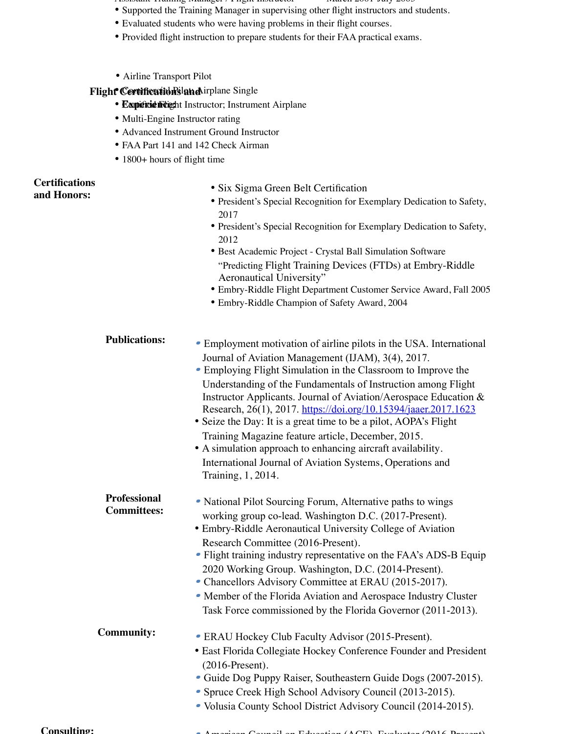Assistant Training Manager / Flight Instructor March 2001-July 2005

- Supported the Training Manager in supervising other flight instructors and students.
- Evaluated students who were having problems in their flight courses.
- Provided flight instruction to prepare students for their FAA practical exams.

**Flight Certifications and Experience:**

- Airline Transport Pilot
- Commercial Pilot; Airplane Single
- Certified Flight Instructor; Instrument Airplane
- Multi-Engine Instructor rating
- Advanced Instrument Ground Instructor
- FAA Part 141 and 142 Check Airman
- 1800+ hours of flight time

**Certifications and Honors:**

- Six Sigma Green Belt Certification
- President's Special Recognition for Exemplary Dedication to Safety, 2017
- President's Special Recognition for Exemplary Dedication to Safety, 2012
- Best Academic Project - Crystal Ball Simulation Software "Predicting Flight Training Devices (FTDs) at Embry-Riddle Aeronautical University"
- Embry-Riddle Flight Department Customer Service Award, Fall 2005
- Embry-Riddle Champion of Safety Award, 2004

**Publications:**

- Employment motivation of airline pilots in the USA. International Journal of Aviation Management (IJAM), 3(4), 2017.
- Employing Flight Simulation in the Classroom to Improve the Understanding of the Fundamentals of Instruction among Flight Instructor Applicants. Journal of Aviation/Aerospace Education & Research, 26(1), 2017. https://doi.org/10.15394/jaaer.2017.1623
- Seize the Day: It is a great time to be a pilot, AOPA's Flight Training Magazine feature article, December, 2015.
- A simulation approach to enhancing aircraft availability. International Journal of Aviation Systems, Operations and Training, 1, 2014.

**Professional Committees:**

- National Pilot Sourcing Forum, Alternative paths to wings working group co-lead. Washington D.C. (2017-Present).
- Embry-Riddle Aeronautical University College of Aviation Research Committee (2016-Present).
- Flight training industry representative on the FAA's ADS-B Equip 2020 Working Group. Washington, D.C. (2014-Present).
- Chancellors Advisory Committee at ERAU (2015-2017).
- Member of the Florida Aviation and Aerospace Industry Cluster Task Force commissioned by the Florida Governor (2011-2013).

**Community:**

- ERAU Hockey Club Faculty Advisor (2015-Present).
- East Florida Collegiate Hockey Conference Founder and President (2016-Present).
- Guide Dog Puppy Raiser, Southeastern Guide Dogs (2007-2015).
- Spruce Creek High School Advisory Council (2013-2015).
- Volusia County School District Advisory Council (2014-2015).

**Consulting:**

- American Council on Education (ACE), Evaluator (2016-Present)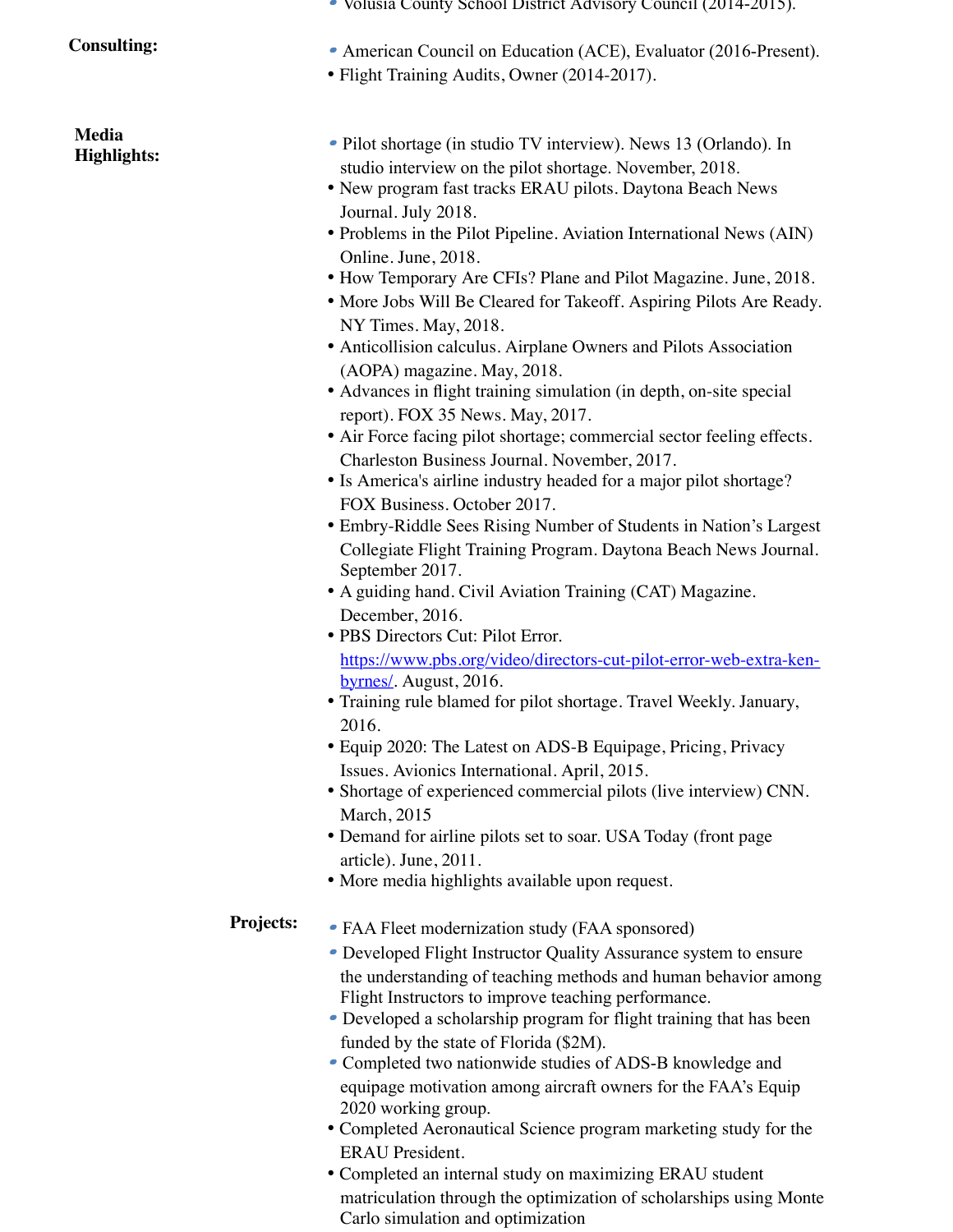- Volusia County School District Advisory Council (2014-2015).

**Consulting:**

- American Council on Education (ACE), Evaluator (2016-Present).
- Flight Training Audits, Owner (2014-2017).

**Media Highlights:**

- Pilot shortage (in studio TV interview). News 13 (Orlando). In studio interview on the pilot shortage. November, 2018.
- New program fast tracks ERAU pilots. Daytona Beach News Journal. July 2018.
- Problems in the Pilot Pipeline. Aviation International News (AIN) Online. June, 2018.
- How Temporary Are CFIs? Plane and Pilot Magazine. June, 2018.
- More Jobs Will Be Cleared for Takeoff. Aspiring Pilots Are Ready. NY Times. May, 2018.
- Anticollision calculus. Airplane Owners and Pilots Association (AOPA) magazine. May, 2018.
- Advances in flight training simulation (in depth, on-site special report). FOX 35 News. May, 2017.
- Air Force facing pilot shortage; commercial sector feeling effects. Charleston Business Journal. November, 2017.
- Is America's airline industry headed for a major pilot shortage? FOX Business. October 2017.
- Embry-Riddle Sees Rising Number of Students in Nation's Largest Collegiate Flight Training Program. Daytona Beach News Journal. September 2017.
- A guiding hand. Civil Aviation Training (CAT) Magazine. December, 2016.
- PBS Directors Cut: Pilot Error. https://www.pbs.org/video/directors-cut-pilot-error-web-extra-ken-byrnes/. August, 2016.
- Training rule blamed for pilot shortage. Travel Weekly. January, 2016.
- Equip 2020: The Latest on ADS-B Equipage, Pricing, Privacy Issues. Avionics International. April, 2015.
- Shortage of experienced commercial pilots (live interview) CNN. March, 2015
- Demand for airline pilots set to soar. USA Today (front page article). June, 2011.
- More media highlights available upon request.

**Projects:**

- FAA Fleet modernization study (FAA sponsored)
- Developed Flight Instructor Quality Assurance system to ensure the understanding of teaching methods and human behavior among Flight Instructors to improve teaching performance.
- Developed a scholarship program for flight training that has been funded by the state of Florida ($2M).
- Completed two nationwide studies of ADS-B knowledge and equipage motivation among aircraft owners for the FAA's Equip 2020 working group.
- Completed Aeronautical Science program marketing study for the ERAU President.
- Completed an internal study on maximizing ERAU student matriculation through the optimization of scholarships using Monte Carlo simulation and optimization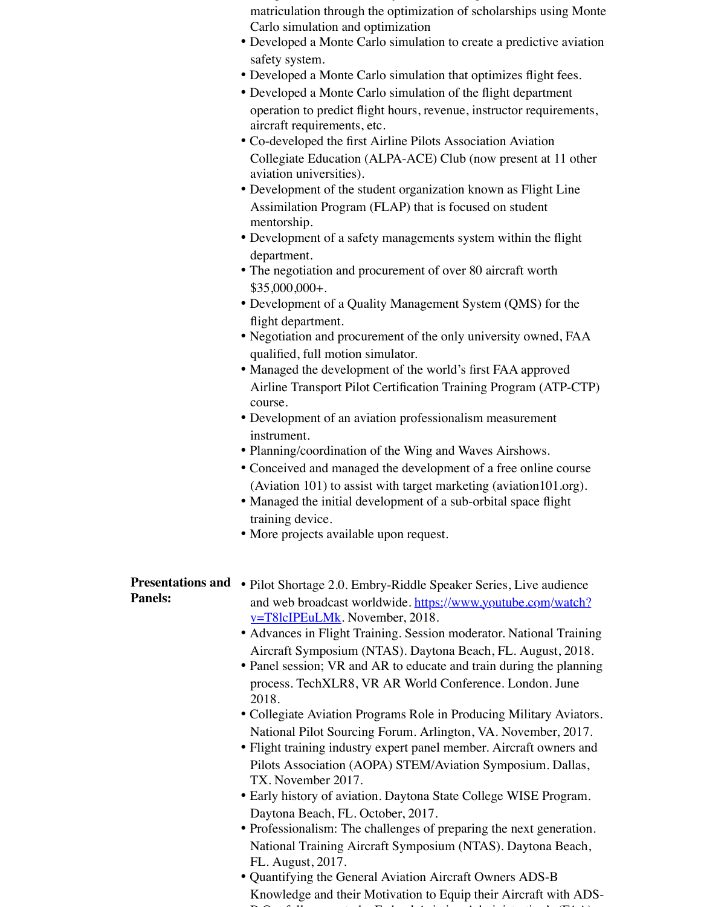matriculation through the optimization of scholarships using Monte Carlo simulation and optimization

- Developed a Monte Carlo simulation to create a predictive aviation safety system.
- Developed a Monte Carlo simulation that optimizes flight fees.
- Developed a Monte Carlo simulation of the flight department operation to predict flight hours, revenue, instructor requirements, aircraft requirements, etc.
- Co-developed the first Airline Pilots Association Aviation Collegiate Education (ALPA-ACE) Club (now present at 11 other aviation universities).
- Development of the student organization known as Flight Line Assimilation Program (FLAP) that is focused on student mentorship.
- Development of a safety managements system within the flight department.
- The negotiation and procurement of over 80 aircraft worth $35,000,000+.
- Development of a Quality Management System (QMS) for the flight department.
- Negotiation and procurement of the only university owned, FAA qualified, full motion simulator.
- Managed the development of the world's first FAA approved Airline Transport Pilot Certification Training Program (ATP-CTP) course.
- Development of an aviation professionalism measurement instrument.
- Planning/coordination of the Wing and Waves Airshows.
- Conceived and managed the development of a free online course (Aviation 101) to assist with target marketing (aviation101.org).
- Managed the initial development of a sub-orbital space flight training device.
- More projects available upon request.

**Presentations and Panels:**

- Pilot Shortage 2.0. Embry-Riddle Speaker Series, Live audience and web broadcast worldwide. [https://www.youtube.com/watch?v=T8lcIPEuLMk](https://www.youtube.com/watch?v=T8lcIPEuLMk). November, 2018.
- Advances in Flight Training. Session moderator. National Training Aircraft Symposium (NTAS). Daytona Beach, FL. August, 2018.
- Panel session; VR and AR to educate and train during the planning process. TechXLR8, VR AR World Conference. London. June 2018.
- Collegiate Aviation Programs Role in Producing Military Aviators. National Pilot Sourcing Forum. Arlington, VA. November, 2017.
- Flight training industry expert panel member. Aircraft owners and Pilots Association (AOPA) STEM/Aviation Symposium. Dallas, TX. November 2017.
- Early history of aviation. Daytona State College WISE Program. Daytona Beach, FL. October, 2017.
- Professionalism: The challenges of preparing the next generation. National Training Aircraft Symposium (NTAS). Daytona Beach, FL. August, 2017.
- Quantifying the General Aviation Aircraft Owners ADS-B Knowledge and their Motivation to Equip their Aircraft with ADS-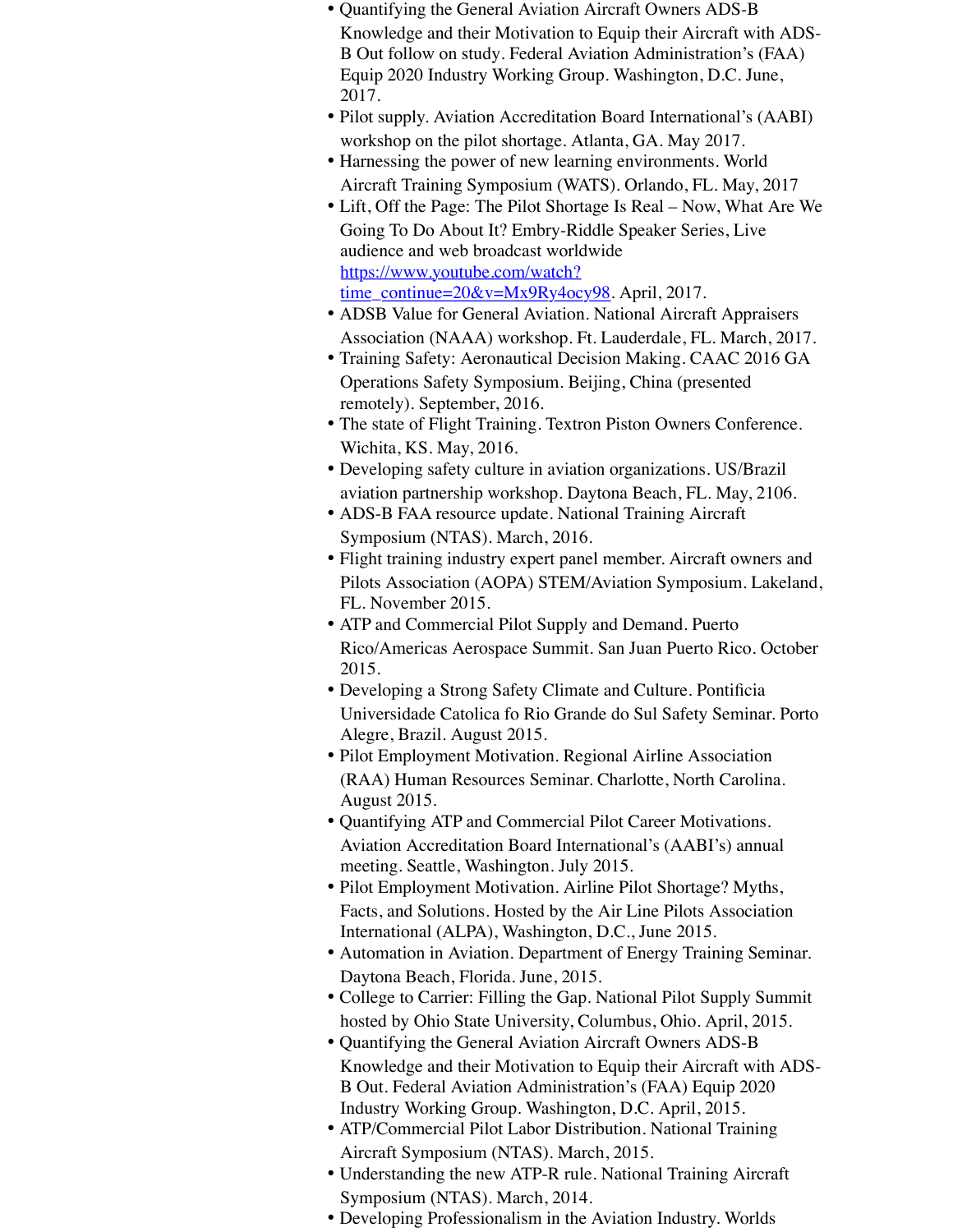- Quantifying the General Aviation Aircraft Owners ADS-B Knowledge and their Motivation to Equip their Aircraft with ADS-B Out follow on study. Federal Aviation Administration's (FAA) Equip 2020 Industry Working Group. Washington, D.C. June, 2017.
- Pilot supply. Aviation Accreditation Board International's (AABI) workshop on the pilot shortage. Atlanta, GA. May 2017.
- Harnessing the power of new learning environments. World Aircraft Training Symposium (WATS). Orlando, FL. May, 2017
- Lift, Off the Page: The Pilot Shortage Is Real – Now, What Are We Going To Do About It? Embry-Riddle Speaker Series, Live audience and web broadcast worldwide [https://www.youtube.com/watch?time_continue=20&v=Mx9Ry4ocy98](https://www.youtube.com/watch?time_continue=20&v=Mx9Ry4ocy98). April, 2017.
- ADSB Value for General Aviation. National Aircraft Appraisers Association (NAAA) workshop. Ft. Lauderdale, FL. March, 2017.
- Training Safety: Aeronautical Decision Making. CAAC 2016 GA Operations Safety Symposium. Beijing, China (presented remotely). September, 2016.
- The state of Flight Training. Textron Piston Owners Conference. Wichita, KS. May, 2016.
- Developing safety culture in aviation organizations. US/Brazil aviation partnership workshop. Daytona Beach, FL. May, 2106.
- ADS-B FAA resource update. National Training Aircraft Symposium (NTAS). March, 2016.
- Flight training industry expert panel member. Aircraft owners and Pilots Association (AOPA) STEM/Aviation Symposium. Lakeland, FL. November 2015.
- ATP and Commercial Pilot Supply and Demand. Puerto Rico/Americas Aerospace Summit. San Juan Puerto Rico. October 2015.
- Developing a Strong Safety Climate and Culture. Pontificia Universidade Catolica fo Rio Grande do Sul Safety Seminar. Porto Alegre, Brazil. August 2015.
- Pilot Employment Motivation. Regional Airline Association (RAA) Human Resources Seminar. Charlotte, North Carolina. August 2015.
- Quantifying ATP and Commercial Pilot Career Motivations. Aviation Accreditation Board International's (AABI's) annual meeting. Seattle, Washington. July 2015.
- Pilot Employment Motivation. Airline Pilot Shortage? Myths, Facts, and Solutions. Hosted by the Air Line Pilots Association International (ALPA), Washington, D.C., June 2015.
- Automation in Aviation. Department of Energy Training Seminar. Daytona Beach, Florida. June, 2015.
- College to Carrier: Filling the Gap. National Pilot Supply Summit hosted by Ohio State University, Columbus, Ohio. April, 2015.
- Quantifying the General Aviation Aircraft Owners ADS-B Knowledge and their Motivation to Equip their Aircraft with ADS-B Out. Federal Aviation Administration's (FAA) Equip 2020 Industry Working Group. Washington, D.C. April, 2015.
- ATP/Commercial Pilot Labor Distribution. National Training Aircraft Symposium (NTAS). March, 2015.
- Understanding the new ATP-R rule. National Training Aircraft Symposium (NTAS). March, 2014.
- Developing Professionalism in the Aviation Industry. Worlds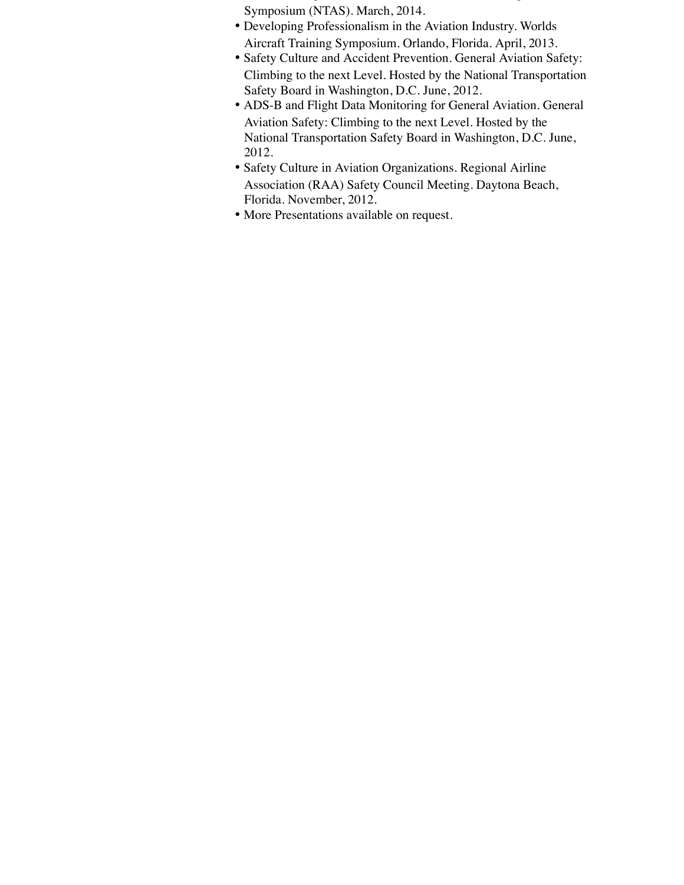Symposium (NTAS). March, 2014.

- Developing Professionalism in the Aviation Industry. Worlds Aircraft Training Symposium. Orlando, Florida. April, 2013.
- Safety Culture and Accident Prevention. General Aviation Safety: Climbing to the next Level. Hosted by the National Transportation Safety Board in Washington, D.C. June, 2012.
- ADS-B and Flight Data Monitoring for General Aviation. General Aviation Safety: Climbing to the next Level. Hosted by the National Transportation Safety Board in Washington, D.C. June, 2012.
- Safety Culture in Aviation Organizations. Regional Airline Association (RAA) Safety Council Meeting. Daytona Beach, Florida. November, 2012.
- More Presentations available on request.